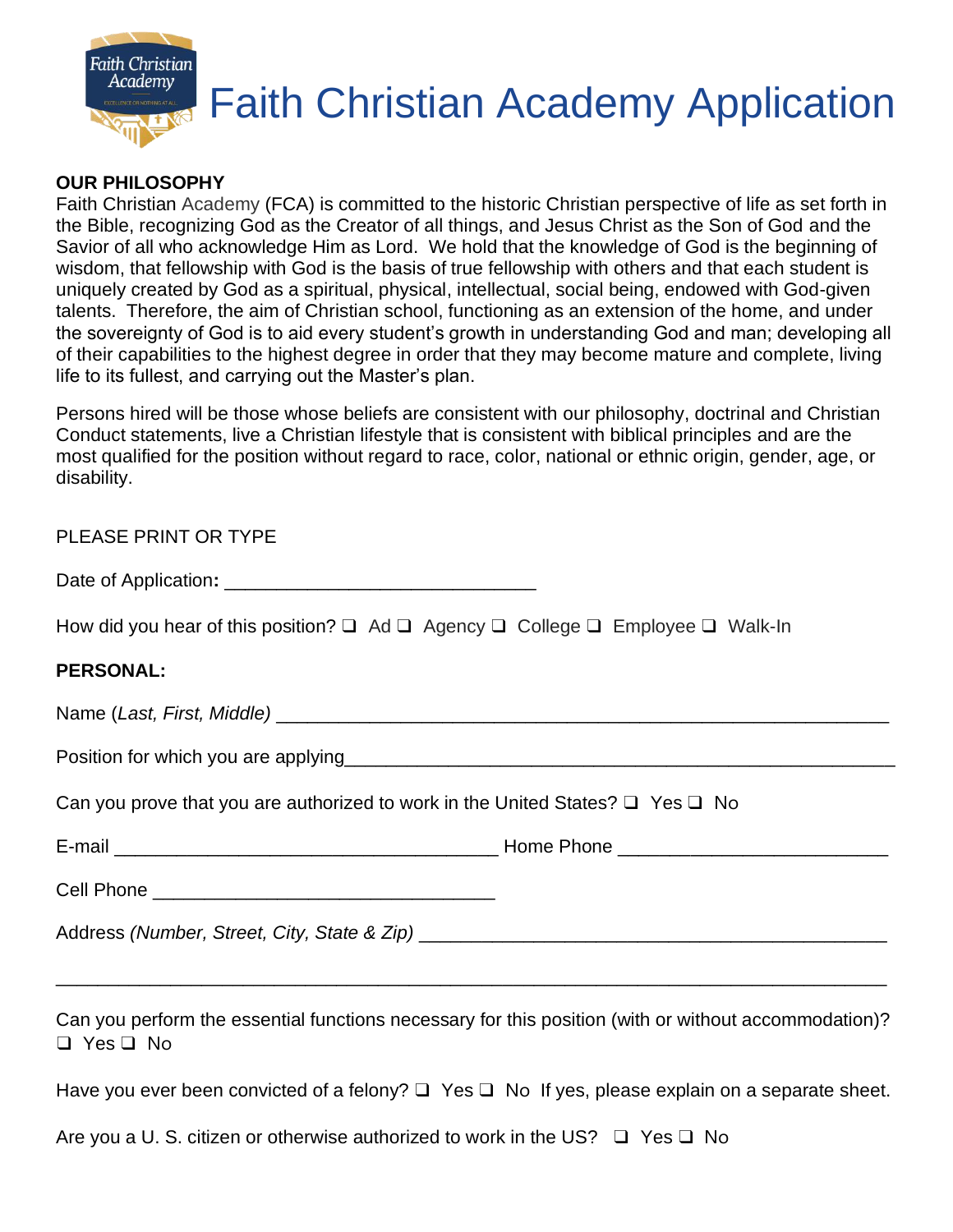# Faith Christian Academy Application

**OUR PHILOSOPHY**
Faith Christian Academy (FCA) is committed to the historic Christian perspective of life as set forth in the Bible, recognizing God as the Creator of all things, and Jesus Christ as the Son of God and the Savior of all who acknowledge Him as Lord. We hold that the knowledge of God is the beginning of wisdom, that fellowship with God is the basis of true fellowship with others and that each student is uniquely created by God as a spiritual, physical, intellectual, social being, endowed with God-given talents. Therefore, the aim of Christian school, functioning as an extension of the home, and under the sovereignty of God is to aid every student's growth in understanding God and man; developing all of their capabilities to the highest degree in order that they may become mature and complete, living life to its fullest, and carrying out the Master's plan.

Persons hired will be those whose beliefs are consistent with our philosophy, doctrinal and Christian Conduct statements, live a Christian lifestyle that is consistent with biblical principles and are the most qualified for the position without regard to race, color, national or ethnic origin, gender, age, or disability.

PLEASE PRINT OR TYPE

Date of Application**:** ______________________________

How did you hear of this position? ❑ Ad ❑ Agency ❑ College ❑ Employee ❑ Walk-In

**PERSONAL:**

Name (*Last, First, Middle)* ___________________________________________________________

Position for which you are applying_____________________________________________________

Can you prove that you are authorized to work in the United States? ❑ Yes ❑ No

E-mail _____________________________________ Home Phone __________________________

Cell Phone _________________________________

Address *(Number, Street, City, State & Zip)* ___________________________________________

______________________________________________________________________________

Can you perform the essential functions necessary for this position (with or without accommodation)?
❑ Yes ❑ No

Have you ever been convicted of a felony? ❑ Yes ❑ No If yes, please explain on a separate sheet.

Are you a U. S. citizen or otherwise authorized to work in the US? ❑ Yes ❑ No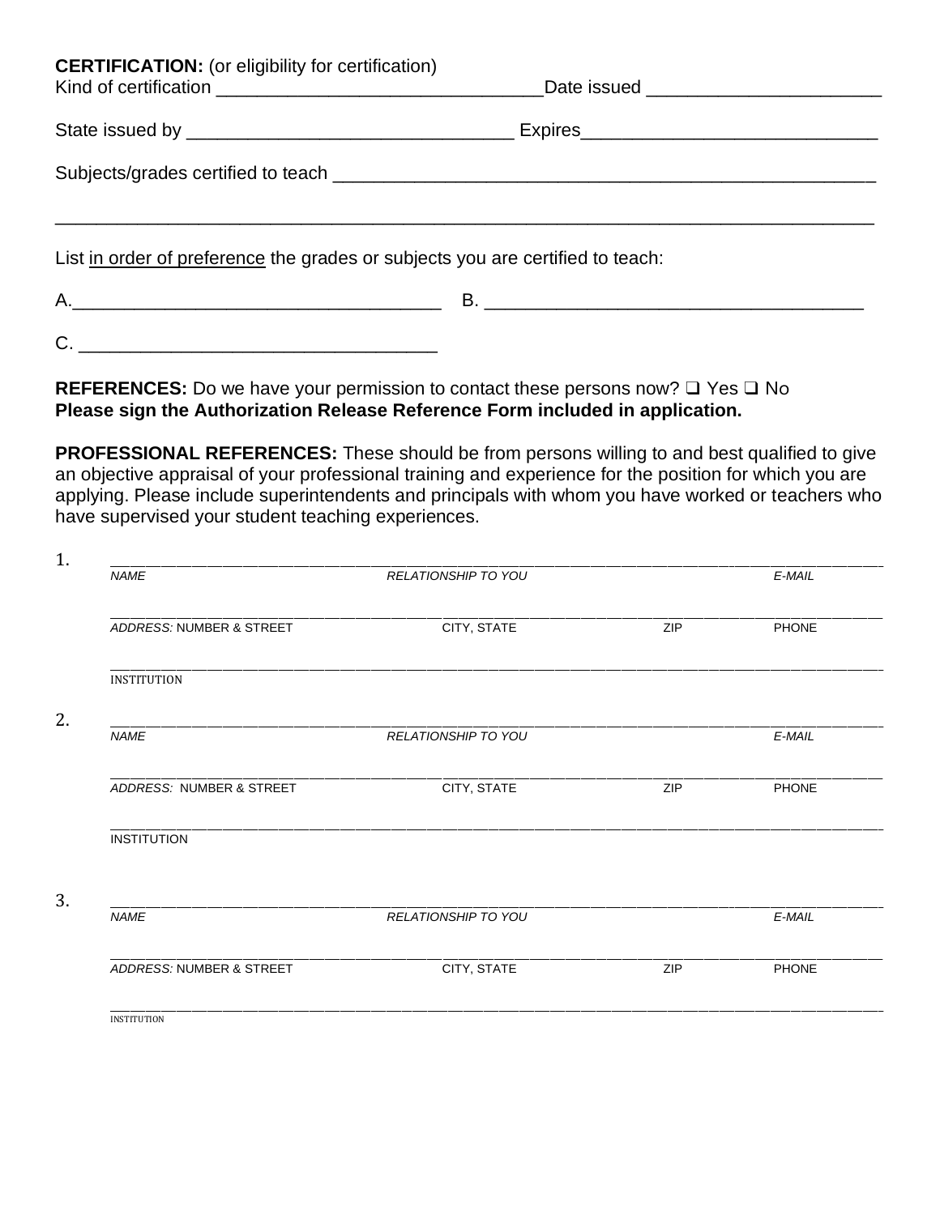**CERTIFICATION:** (or eligibility for certification)

Kind of certification ________________________________Date issued _______________________

State issued by ________________________________ Expires____________________________

Subjects/grades certified to teach ______________________________________________________

_____________________________________________________________________________

List <u>in order of preference</u> the grades or subjects you are certified to teach:

A.____________________________________ B. _____________________________________

C. __________________________________

**REFERENCES:** Do we have your permission to contact these persons now? ❑ Yes ❑ No
**Please sign the Authorization Release Reference Form included in application.**

**PROFESSIONAL REFERENCES:** These should be from persons willing to and best qualified to give an objective appraisal of your professional training and experience for the position for which you are applying. Please include superintendents and principals with whom you have worked or teachers who have supervised your student teaching experiences.

1. _______________________________________________________________________________

   *NAME* *RELATIONSHIP TO YOU* *E-MAIL*

   _______________________________________________________________________________

   *ADDRESS:* NUMBER & STREET CITY, STATE ZIP PHONE

   _______________________________________________________________________________

   INSTITUTION

2. _______________________________________________________________________________

   *NAME* *RELATIONSHIP TO YOU* *E-MAIL*

   _______________________________________________________________________________

   *ADDRESS:* NUMBER & STREET CITY, STATE ZIP PHONE

   _______________________________________________________________________________

   INSTITUTION

3. _______________________________________________________________________________

   *NAME* *RELATIONSHIP TO YOU* *E-MAIL*

   _______________________________________________________________________________

   *ADDRESS:* NUMBER & STREET CITY, STATE ZIP PHONE

   _______________________________________________________________________________

   INSTITUTION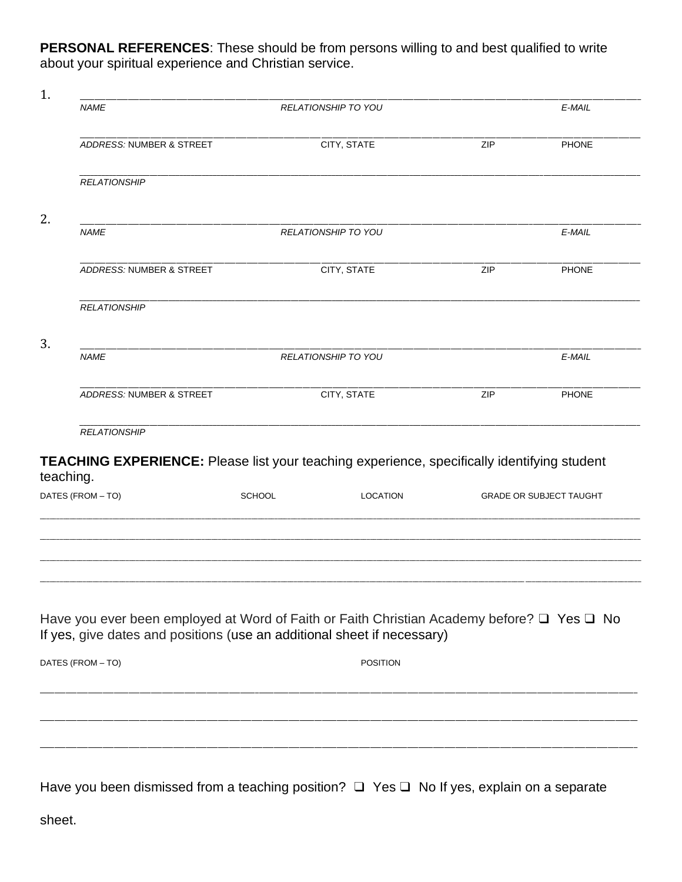**PERSONAL REFERENCES**: These should be from persons willing to and best qualified to write about your spiritual experience and Christian service.

1. ______________________________________________________________________

   *NAME* *RELATIONSHIP TO YOU* *E-MAIL*

   ______________________________________________________________________

   *ADDRESS:* NUMBER & STREET CITY, STATE ZIP PHONE

   ______________________________________________________________________

   *RELATIONSHIP*

2. ______________________________________________________________________

   *NAME* *RELATIONSHIP TO YOU* *E-MAIL*

   ______________________________________________________________________

   *ADDRESS:* NUMBER & STREET CITY, STATE ZIP PHONE

   ______________________________________________________________________

   *RELATIONSHIP*

3. ______________________________________________________________________

   *NAME* *RELATIONSHIP TO YOU* *E-MAIL*

   ______________________________________________________________________

   *ADDRESS:* NUMBER & STREET CITY, STATE ZIP PHONE

   ______________________________________________________________________

   *RELATIONSHIP*

**TEACHING EXPERIENCE:** Please list your teaching experience, specifically identifying student teaching.

| DATES (FROM – TO) | SCHOOL | LOCATION | GRADE OR SUBJECT TAUGHT |
| --- | --- | --- | --- |
| | | | |
| | | | |
| | | | |
| | | | |

Have you ever been employed at Word of Faith or Faith Christian Academy before? ❑ Yes ❑ No
If yes, give dates and positions (use an additional sheet if necessary)

| DATES (FROM – TO) | POSITION |
| --- | --- |
| | |
| | |
| | |

Have you been dismissed from a teaching position? ❑ Yes ❑ No If yes, explain on a separate sheet.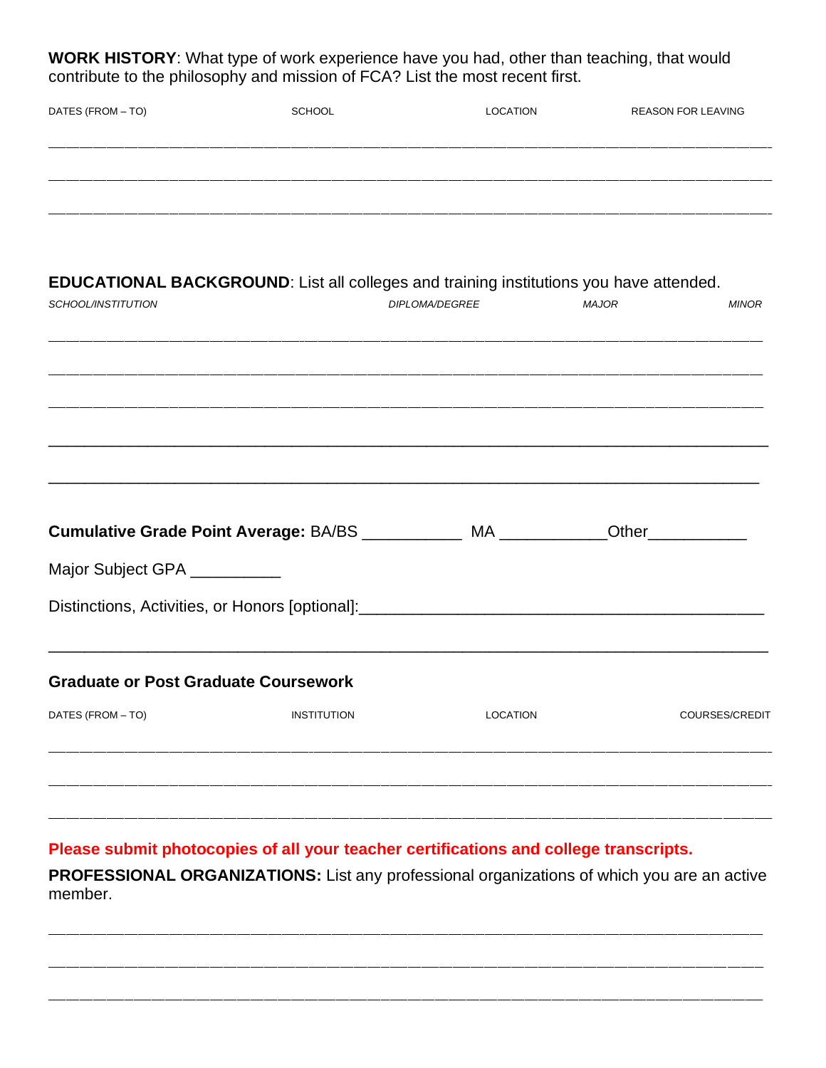**WORK HISTORY**: What type of work experience have you had, other than teaching, that would contribute to the philosophy and mission of FCA? List the most recent first.

| DATES (FROM – TO) | SCHOOL | LOCATION | REASON FOR LEAVING |
|---|---|---|---|
| | | | |
| | | | |
| | | | |

**EDUCATIONAL BACKGROUND**: List all colleges and training institutions you have attended.

| *SCHOOL/INSTITUTION* | *DIPLOMA/DEGREE* | *MAJOR* | *MINOR* |
|---|---|---|---|
| | | | |
| | | | |
| | | | |
| | | | |
| | | | |

**Cumulative Grade Point Average:** BA/BS ___________ MA ____________Other___________

Major Subject GPA __________

Distinctions, Activities, or Honors [optional]:____________________________________________

_______________________________________________________________________________

**Graduate or Post Graduate Coursework**

| DATES (FROM – TO) | INSTITUTION | LOCATION | COURSES/CREDIT |
|---|---|---|---|
| | | | |
| | | | |
| | | | |

**Please submit photocopies of all your teacher certifications and college transcripts.**

**PROFESSIONAL ORGANIZATIONS:** List any professional organizations of which you are an active member.

_______________________________________________________________________________

_______________________________________________________________________________

_______________________________________________________________________________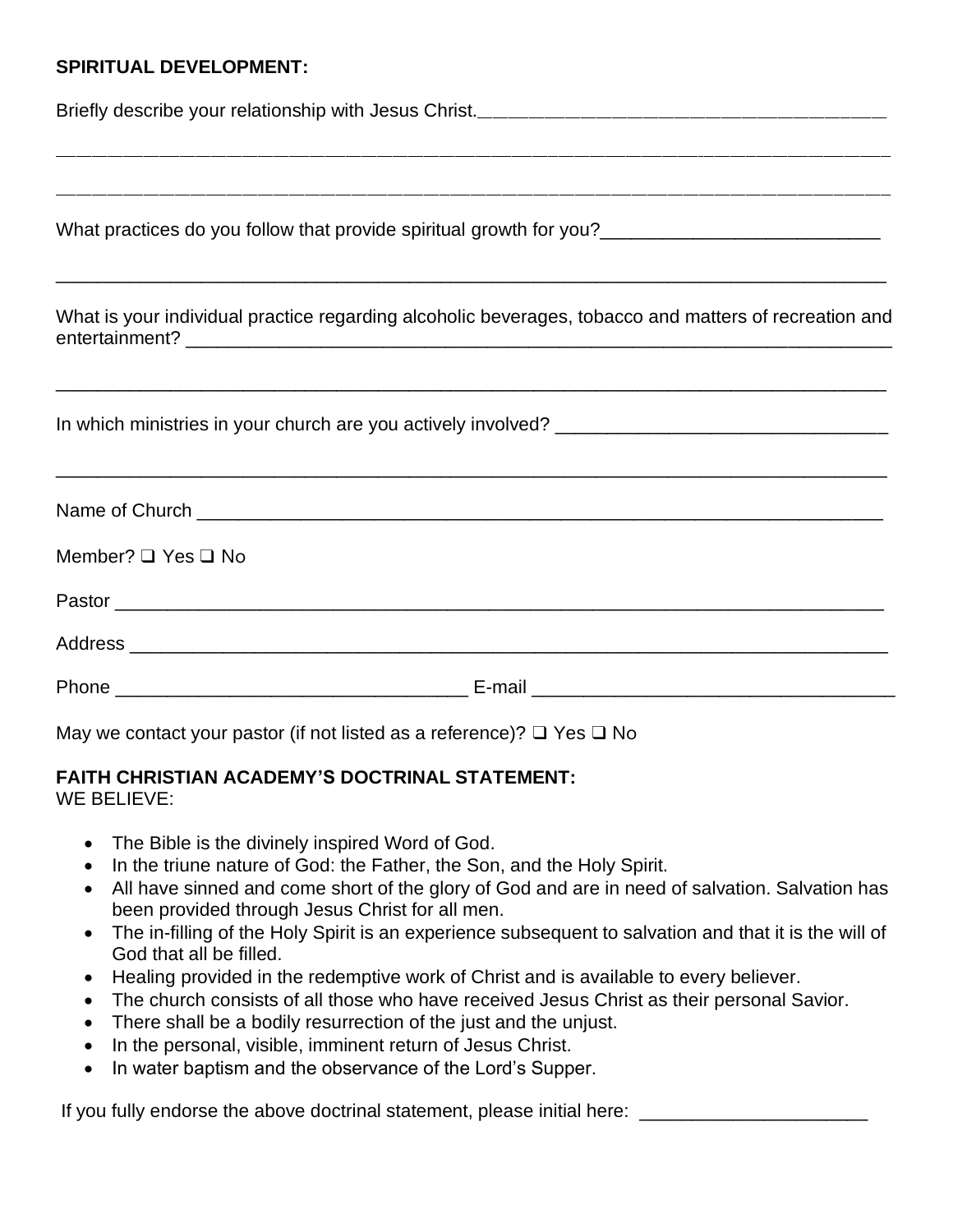**SPIRITUAL DEVELOPMENT:**

Briefly describe your relationship with Jesus Christ.________________________________________

_______________________________________________________________________________

_______________________________________________________________________________

What practices do you follow that provide spiritual growth for you?___________________________

_______________________________________________________________________________

What is your individual practice regarding alcoholic beverages, tobacco and matters of recreation and entertainment? _________________________________________________________________

_______________________________________________________________________________

In which ministries in your church are you actively involved? ________________________________

_______________________________________________________________________________

Name of Church _____________________________________________________________________

Member? ❑ Yes ❑ No

Pastor _____________________________________________________________________________

Address ___________________________________________________________________________

Phone _________________________________ E-mail ___________________________________

May we contact your pastor (if not listed as a reference)? ❑ Yes ❑ No

**FAITH CHRISTIAN ACADEMY'S DOCTRINAL STATEMENT:**
WE BELIEVE:

- The Bible is the divinely inspired Word of God.
- In the triune nature of God: the Father, the Son, and the Holy Spirit.
- All have sinned and come short of the glory of God and are in need of salvation. Salvation has been provided through Jesus Christ for all men.
- The in-filling of the Holy Spirit is an experience subsequent to salvation and that it is the will of God that all be filled.
- Healing provided in the redemptive work of Christ and is available to every believer.
- The church consists of all those who have received Jesus Christ as their personal Savior.
- There shall be a bodily resurrection of the just and the unjust.
- In the personal, visible, imminent return of Jesus Christ.
- In water baptism and the observance of the Lord's Supper.

If you fully endorse the above doctrinal statement, please initial here: ______________________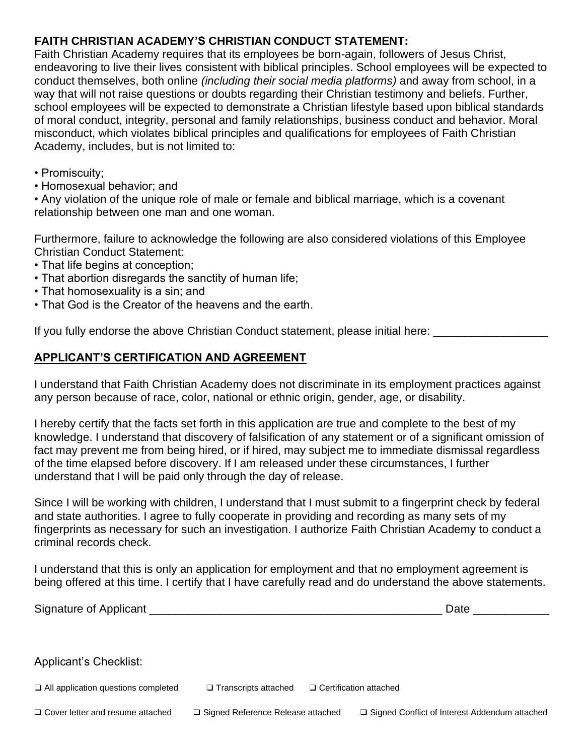**FAITH CHRISTIAN ACADEMY'S CHRISTIAN CONDUCT STATEMENT:**
Faith Christian Academy requires that its employees be born-again, followers of Jesus Christ, endeavoring to live their lives consistent with biblical principles. School employees will be expected to conduct themselves, both online *(including their social media platforms)* and away from school, in a way that will not raise questions or doubts regarding their Christian testimony and beliefs. Further, school employees will be expected to demonstrate a Christian lifestyle based upon biblical standards of moral conduct, integrity, personal and family relationships, business conduct and behavior. Moral misconduct, which violates biblical principles and qualifications for employees of Faith Christian Academy, includes, but is not limited to:

- Promiscuity;
- Homosexual behavior; and
- Any violation of the unique role of male or female and biblical marriage, which is a covenant relationship between one man and one woman.

Furthermore, failure to acknowledge the following are also considered violations of this Employee Christian Conduct Statement:

- That life begins at conception;
- That abortion disregards the sanctity of human life;
- That homosexuality is a sin; and
- That God is the Creator of the heavens and the earth.

If you fully endorse the above Christian Conduct statement, please initial here: __________________

## APPLICANT'S CERTIFICATION AND AGREEMENT

I understand that Faith Christian Academy does not discriminate in its employment practices against any person because of race, color, national or ethnic origin, gender, age, or disability.

I hereby certify that the facts set forth in this application are true and complete to the best of my knowledge. I understand that discovery of falsification of any statement or of a significant omission of fact may prevent me from being hired, or if hired, may subject me to immediate dismissal regardless of the time elapsed before discovery. If I am released under these circumstances, I further understand that I will be paid only through the day of release.

Since I will be working with children, I understand that I must submit to a fingerprint check by federal and state authorities. I agree to fully cooperate in providing and recording as many sets of my fingerprints as necessary for such an investigation. I authorize Faith Christian Academy to conduct a criminal records check.

I understand that this is only an application for employment and that no employment agreement is being offered at this time. I certify that I have carefully read and do understand the above statements.

Signature of Applicant ________________________________________________ Date ____________

Applicant's Checklist:

❑ All application questions completed ❑ Transcripts attached ❑ Certification attached

❑ Cover letter and resume attached ❑ Signed Reference Release attached ❑ Signed Conflict of Interest Addendum attached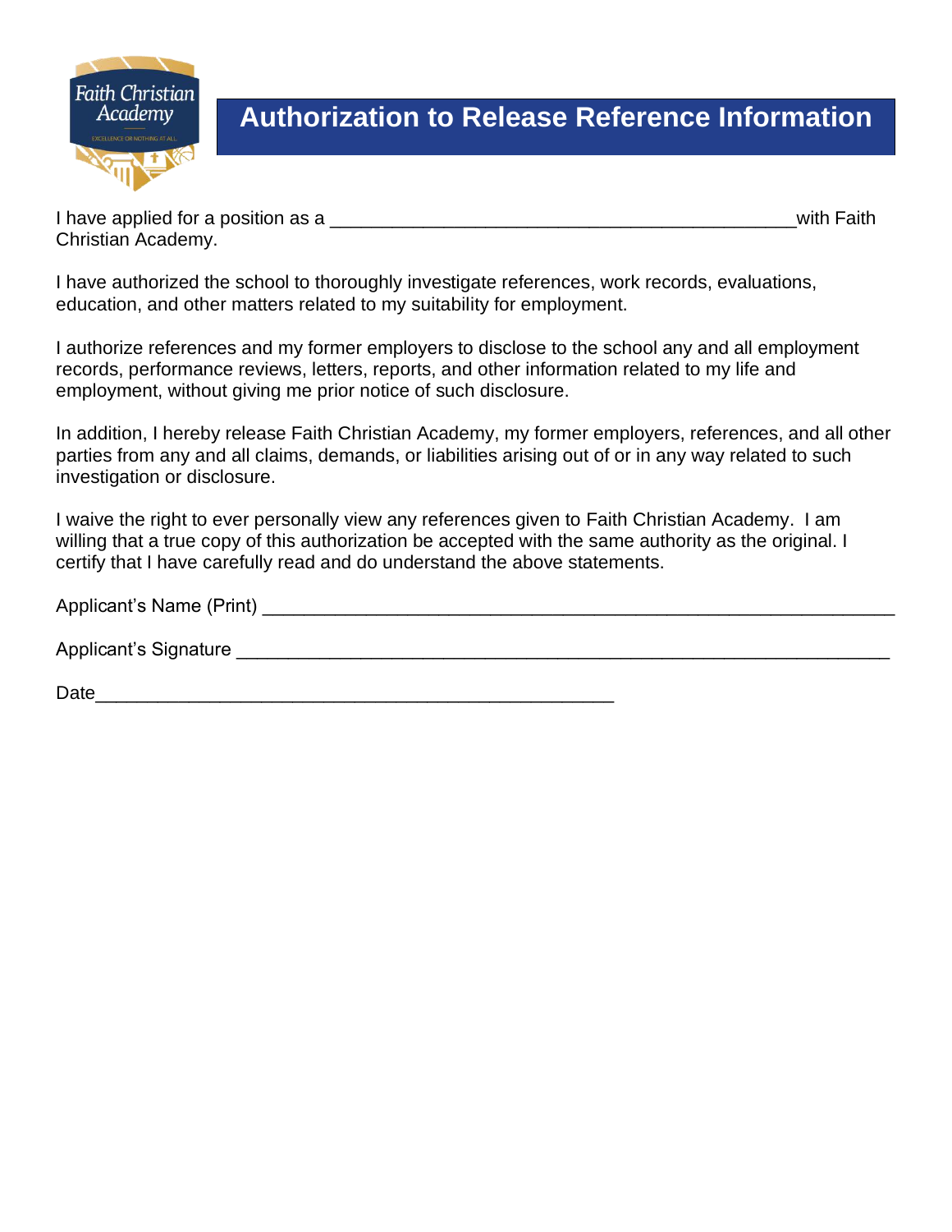# Authorization to Release Reference Information

I have applied for a position as a ____________________________________________ with Faith Christian Academy.

I have authorized the school to thoroughly investigate references, work records, evaluations, education, and other matters related to my suitability for employment.

I authorize references and my former employers to disclose to the school any and all employment records, performance reviews, letters, reports, and other information related to my life and employment, without giving me prior notice of such disclosure.

In addition, I hereby release Faith Christian Academy, my former employers, references, and all other parties from any and all claims, demands, or liabilities arising out of or in any way related to such investigation or disclosure.

I waive the right to ever personally view any references given to Faith Christian Academy. I am willing that a true copy of this authorization be accepted with the same authority as the original. I certify that I have carefully read and do understand the above statements.

Applicant's Name (Print) ____________________________________________________________

Applicant's Signature ______________________________________________________________

Date__________________________________________________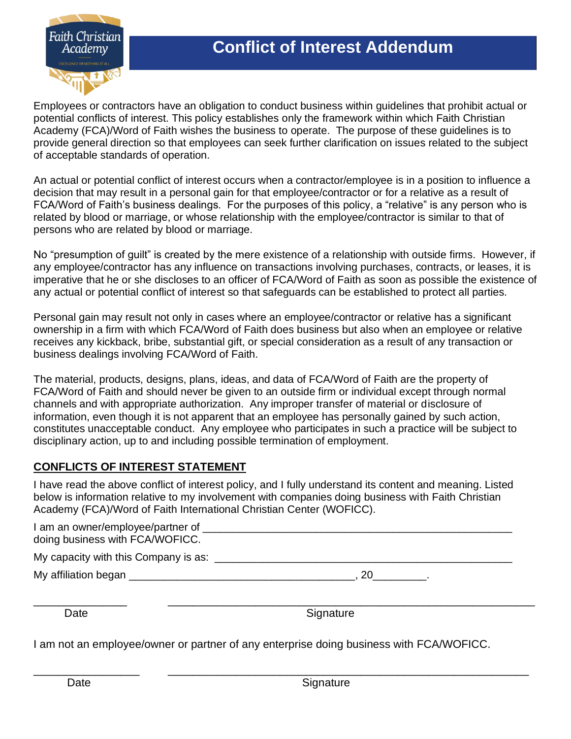# Conflict of Interest Addendum

Employees or contractors have an obligation to conduct business within guidelines that prohibit actual or potential conflicts of interest. This policy establishes only the framework within which Faith Christian Academy (FCA)/Word of Faith wishes the business to operate. The purpose of these guidelines is to provide general direction so that employees can seek further clarification on issues related to the subject of acceptable standards of operation.

An actual or potential conflict of interest occurs when a contractor/employee is in a position to influence a decision that may result in a personal gain for that employee/contractor or for a relative as a result of FCA/Word of Faith's business dealings. For the purposes of this policy, a "relative" is any person who is related by blood or marriage, or whose relationship with the employee/contractor is similar to that of persons who are related by blood or marriage.

No "presumption of guilt" is created by the mere existence of a relationship with outside firms. However, if any employee/contractor has any influence on transactions involving purchases, contracts, or leases, it is imperative that he or she discloses to an officer of FCA/Word of Faith as soon as possible the existence of any actual or potential conflict of interest so that safeguards can be established to protect all parties.

Personal gain may result not only in cases where an employee/contractor or relative has a significant ownership in a firm with which FCA/Word of Faith does business but also when an employee or relative receives any kickback, bribe, substantial gift, or special consideration as a result of any transaction or business dealings involving FCA/Word of Faith.

The material, products, designs, plans, ideas, and data of FCA/Word of Faith are the property of FCA/Word of Faith and should never be given to an outside firm or individual except through normal channels and with appropriate authorization. Any improper transfer of material or disclosure of information, even though it is not apparent that an employee has personally gained by such action, constitutes unacceptable conduct. Any employee who participates in such a practice will be subject to disciplinary action, up to and including possible termination of employment.

## CONFLICTS OF INTEREST STATEMENT

I have read the above conflict of interest policy, and I fully understand its content and meaning. Listed below is information relative to my involvement with companies doing business with Faith Christian Academy (FCA)/Word of Faith International Christian Center (WOFICC).

I am an owner/employee/partner of ____________________________________________________ doing business with FCA/WOFICC.

My capacity with this Company is as: ______________________________________________

My affiliation began ______________________________________, 20_________.

_______________ ____________________________________________________________

Date Signature

I am not an employee/owner or partner of any enterprise doing business with FCA/WOFICC.

_________________ ____________________________________________________________

Date Signature